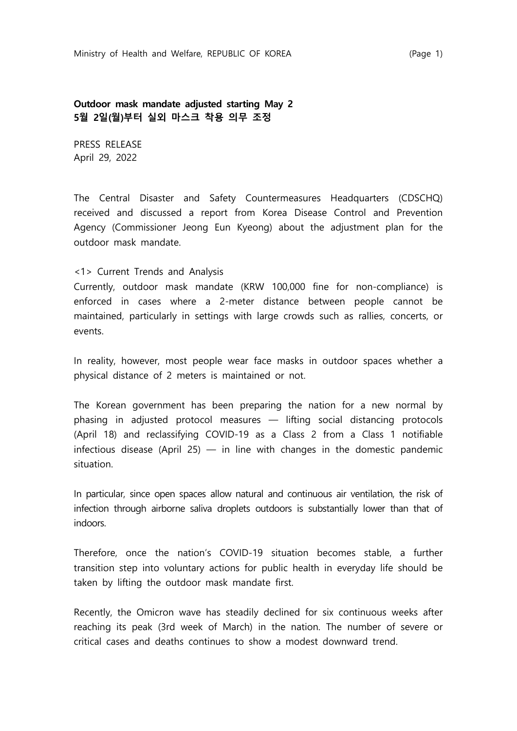**Outdoor mask mandate adjusted starting May 2**
**5월 2일(월)부터 실외 마스크 착용 의무 조정**

PRESS RELEASE
April 29, 2022

The Central Disaster and Safety Countermeasures Headquarters (CDSCHQ) received and discussed a report from Korea Disease Control and Prevention Agency (Commissioner Jeong Eun Kyeong) about the adjustment plan for the outdoor mask mandate.

<1> Current Trends and Analysis

Currently, outdoor mask mandate (KRW 100,000 fine for non-compliance) is enforced in cases where a 2-meter distance between people cannot be maintained, particularly in settings with large crowds such as rallies, concerts, or events.

In reality, however, most people wear face masks in outdoor spaces whether a physical distance of 2 meters is maintained or not.

The Korean government has been preparing the nation for a new normal by phasing in adjusted protocol measures — lifting social distancing protocols (April 18) and reclassifying COVID-19 as a Class 2 from a Class 1 notifiable infectious disease (April 25) — in line with changes in the domestic pandemic situation.

In particular, since open spaces allow natural and continuous air ventilation, the risk of infection through airborne saliva droplets outdoors is substantially lower than that of indoors.

Therefore, once the nation's COVID-19 situation becomes stable, a further transition step into voluntary actions for public health in everyday life should be taken by lifting the outdoor mask mandate first.

Recently, the Omicron wave has steadily declined for six continuous weeks after reaching its peak (3rd week of March) in the nation. The number of severe or critical cases and deaths continues to show a modest downward trend.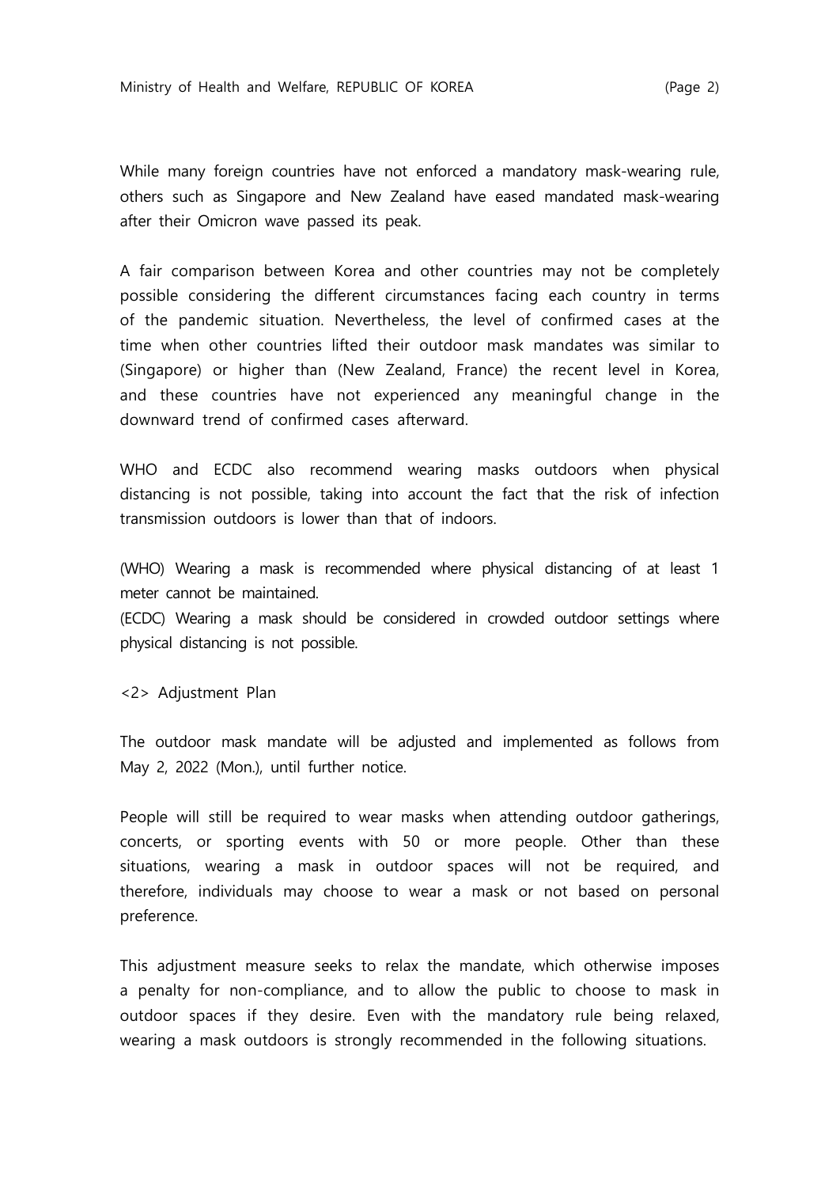While many foreign countries have not enforced a mandatory mask-wearing rule, others such as Singapore and New Zealand have eased mandated mask-wearing after their Omicron wave passed its peak.

A fair comparison between Korea and other countries may not be completely possible considering the different circumstances facing each country in terms of the pandemic situation. Nevertheless, the level of confirmed cases at the time when other countries lifted their outdoor mask mandates was similar to (Singapore) or higher than (New Zealand, France) the recent level in Korea, and these countries have not experienced any meaningful change in the downward trend of confirmed cases afterward.

WHO and ECDC also recommend wearing masks outdoors when physical distancing is not possible, taking into account the fact that the risk of infection transmission outdoors is lower than that of indoors.

(WHO) Wearing a mask is recommended where physical distancing of at least 1 meter cannot be maintained.
(ECDC) Wearing a mask should be considered in crowded outdoor settings where physical distancing is not possible.

<2> Adjustment Plan

The outdoor mask mandate will be adjusted and implemented as follows from May 2, 2022 (Mon.), until further notice.

People will still be required to wear masks when attending outdoor gatherings, concerts, or sporting events with 50 or more people. Other than these situations, wearing a mask in outdoor spaces will not be required, and therefore, individuals may choose to wear a mask or not based on personal preference.

This adjustment measure seeks to relax the mandate, which otherwise imposes a penalty for non-compliance, and to allow the public to choose to mask in outdoor spaces if they desire. Even with the mandatory rule being relaxed, wearing a mask outdoors is strongly recommended in the following situations.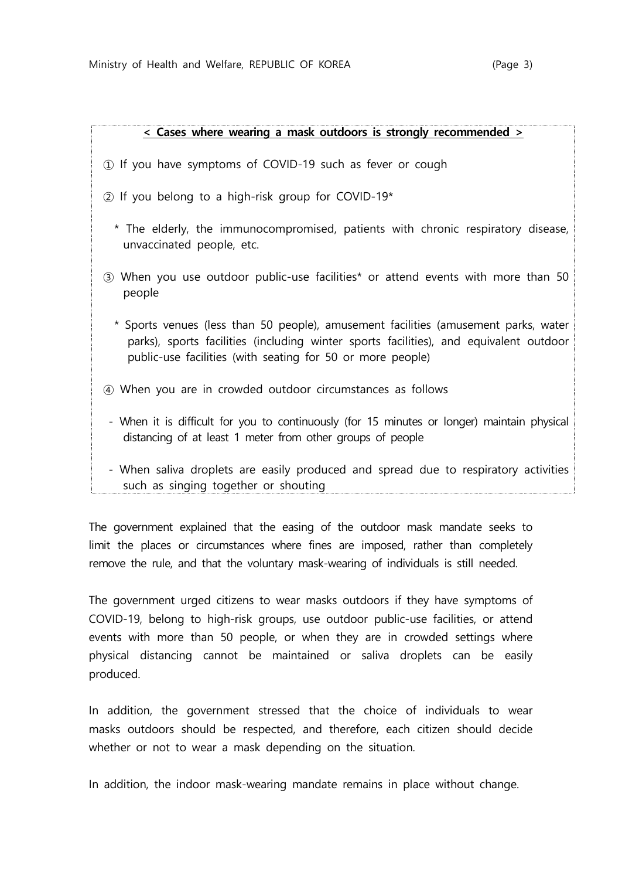**< Cases where wearing a mask outdoors is strongly recommended >**

① If you have symptoms of COVID-19 such as fever or cough

② If you belong to a high-risk group for COVID-19*

\* The elderly, the immunocompromised, patients with chronic respiratory disease, unvaccinated people, etc.

③ When you use outdoor public-use facilities* or attend events with more than 50 people

\* Sports venues (less than 50 people), amusement facilities (amusement parks, water parks), sports facilities (including winter sports facilities), and equivalent outdoor public-use facilities (with seating for 50 or more people)

④ When you are in crowded outdoor circumstances as follows

- When it is difficult for you to continuously (for 15 minutes or longer) maintain physical distancing of at least 1 meter from other groups of people

- When saliva droplets are easily produced and spread due to respiratory activities such as singing together or shouting

The government explained that the easing of the outdoor mask mandate seeks to limit the places or circumstances where fines are imposed, rather than completely remove the rule, and that the voluntary mask-wearing of individuals is still needed.

The government urged citizens to wear masks outdoors if they have symptoms of COVID-19, belong to high-risk groups, use outdoor public-use facilities, or attend events with more than 50 people, or when they are in crowded settings where physical distancing cannot be maintained or saliva droplets can be easily produced.

In addition, the government stressed that the choice of individuals to wear masks outdoors should be respected, and therefore, each citizen should decide whether or not to wear a mask depending on the situation.

In addition, the indoor mask-wearing mandate remains in place without change.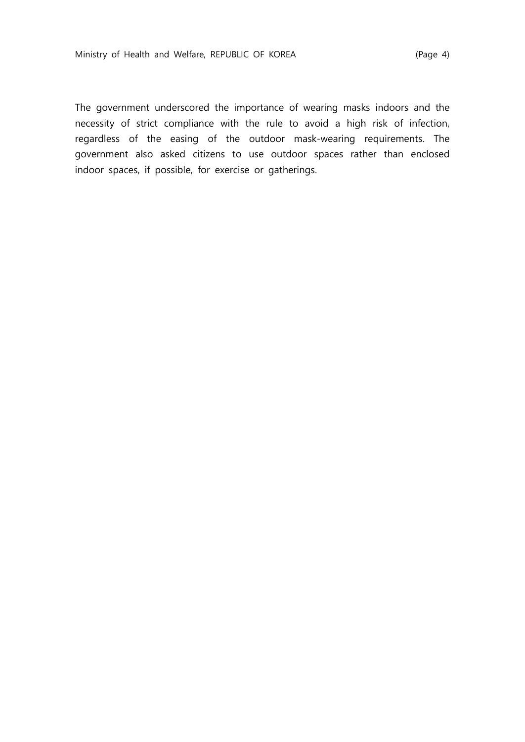The government underscored the importance of wearing masks indoors and the necessity of strict compliance with the rule to avoid a high risk of infection, regardless of the easing of the outdoor mask-wearing requirements. The government also asked citizens to use outdoor spaces rather than enclosed indoor spaces, if possible, for exercise or gatherings.